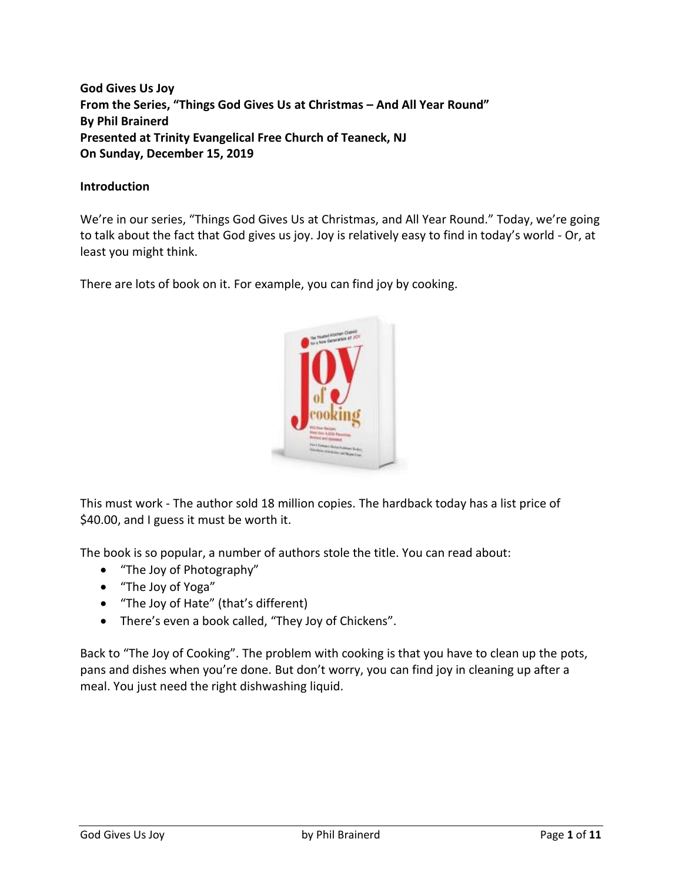**God Gives Us Joy**
**From the Series, "Things God Gives Us at Christmas – And All Year Round"**
**By Phil Brainerd**
**Presented at Trinity Evangelical Free Church of Teaneck, NJ**
**On Sunday, December 15, 2019**

## Introduction

We're in our series, "Things God Gives Us at Christmas, and All Year Round." Today, we're going to talk about the fact that God gives us joy. Joy is relatively easy to find in today's world - Or, at least you might think.

There are lots of book on it. For example, you can find joy by cooking.

This must work - The author sold 18 million copies. The hardback today has a list price of $40.00, and I guess it must be worth it.

The book is so popular, a number of authors stole the title. You can read about:

- "The Joy of Photography"
- "The Joy of Yoga"
- "The Joy of Hate" (that's different)
- There's even a book called, "They Joy of Chickens".

Back to "The Joy of Cooking". The problem with cooking is that you have to clean up the pots, pans and dishes when you're done. But don't worry, you can find joy in cleaning up after a meal. You just need the right dishwashing liquid.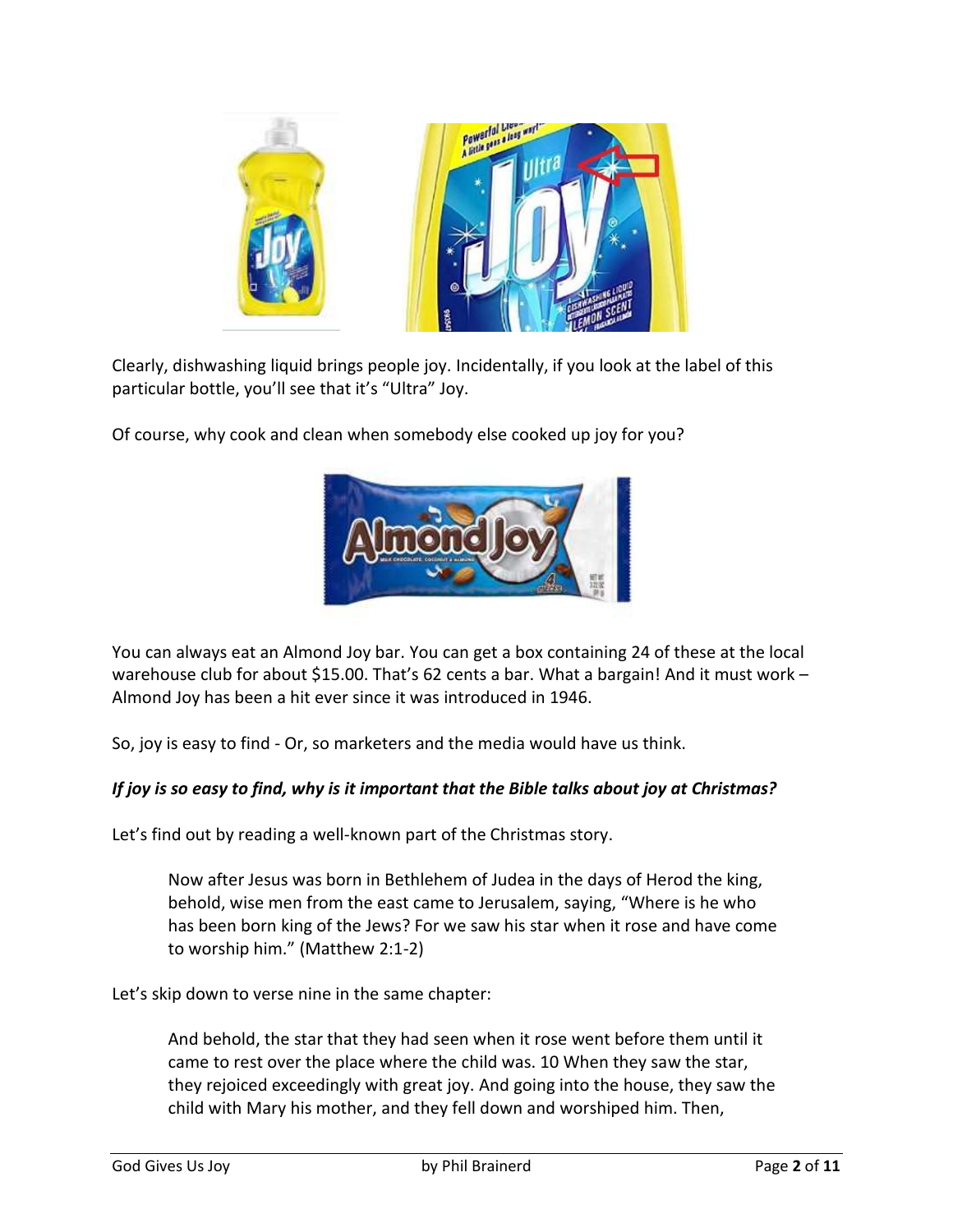Clearly, dishwashing liquid brings people joy. Incidentally, if you look at the label of this particular bottle, you'll see that it's "Ultra" Joy.

Of course, why cook and clean when somebody else cooked up joy for you?

You can always eat an Almond Joy bar. You can get a box containing 24 of these at the local warehouse club for about $15.00. That's 62 cents a bar. What a bargain! And it must work – Almond Joy has been a hit ever since it was introduced in 1946.

So, joy is easy to find - Or, so marketers and the media would have us think.

***If joy is so easy to find, why is it important that the Bible talks about joy at Christmas?***

Let's find out by reading a well-known part of the Christmas story.

> Now after Jesus was born in Bethlehem of Judea in the days of Herod the king, behold, wise men from the east came to Jerusalem, saying, "Where is he who has been born king of the Jews? For we saw his star when it rose and have come to worship him." (Matthew 2:1-2)

Let's skip down to verse nine in the same chapter:

> And behold, the star that they had seen when it rose went before them until it came to rest over the place where the child was. 10 When they saw the star, they rejoiced exceedingly with great joy. And going into the house, they saw the child with Mary his mother, and they fell down and worshiped him. Then,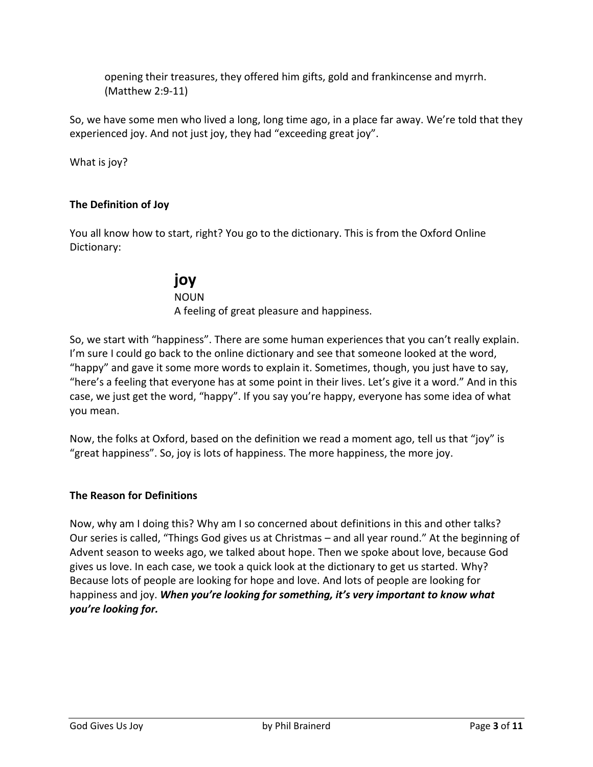> opening their treasures, they offered him gifts, gold and frankincense and myrrh. (Matthew 2:9-11)

So, we have some men who lived a long, long time ago, in a place far away. We're told that they experienced joy. And not just joy, they had "exceeding great joy".

What is joy?

### The Definition of Joy

You all know how to start, right? You go to the dictionary. This is from the Oxford Online Dictionary:

> **joy**
> NOUN
> A feeling of great pleasure and happiness.

So, we start with "happiness". There are some human experiences that you can't really explain. I'm sure I could go back to the online dictionary and see that someone looked at the word, "happy" and gave it some more words to explain it. Sometimes, though, you just have to say, "here's a feeling that everyone has at some point in their lives. Let's give it a word." And in this case, we just get the word, "happy". If you say you're happy, everyone has some idea of what you mean.

Now, the folks at Oxford, based on the definition we read a moment ago, tell us that "joy" is "great happiness". So, joy is lots of happiness. The more happiness, the more joy.

### The Reason for Definitions

Now, why am I doing this? Why am I so concerned about definitions in this and other talks? Our series is called, "Things God gives us at Christmas – and all year round." At the beginning of Advent season to weeks ago, we talked about hope. Then we spoke about love, because God gives us love. In each case, we took a quick look at the dictionary to get us started. Why? Because lots of people are looking for hope and love. And lots of people are looking for happiness and joy. ***When you're looking for something, it's very important to know what you're looking for.***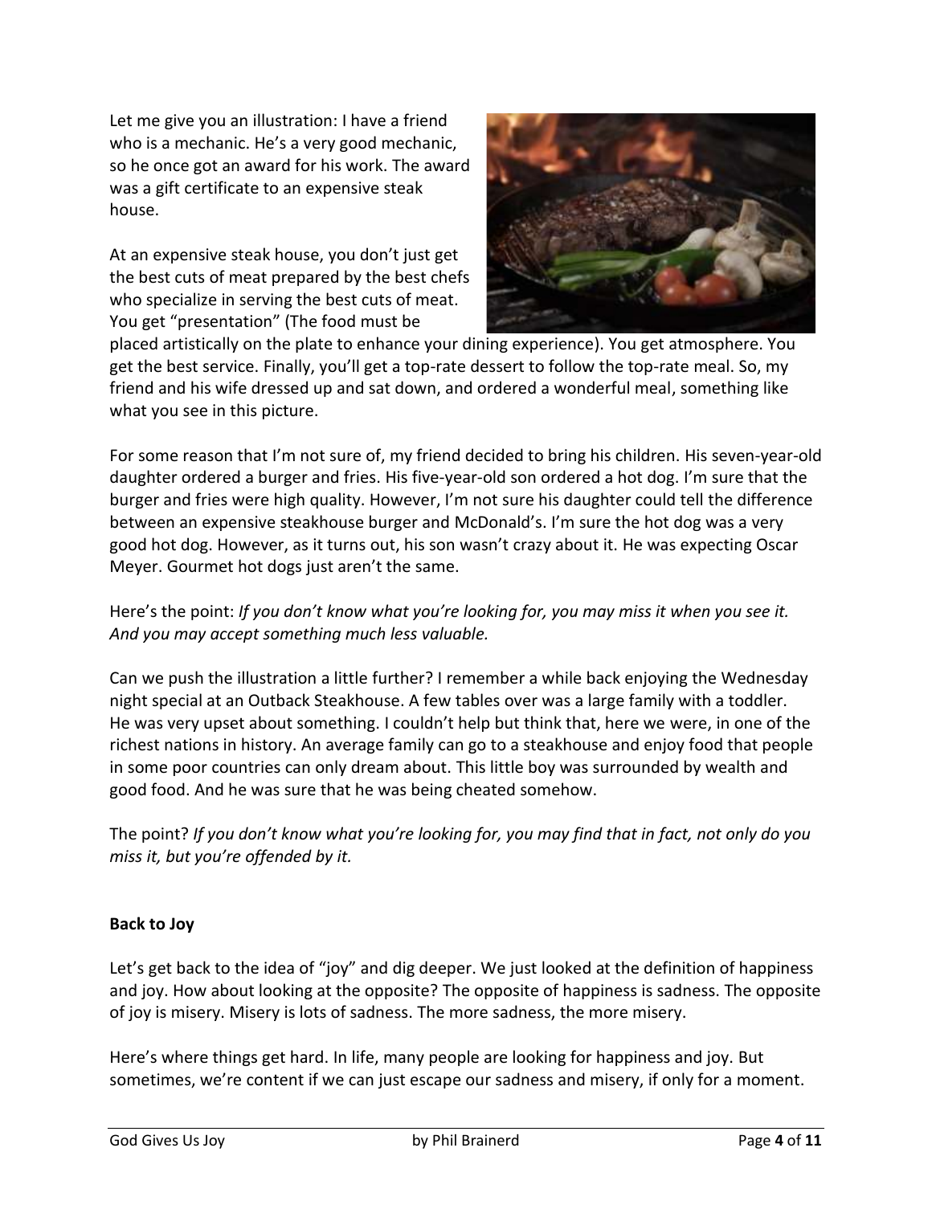Let me give you an illustration: I have a friend who is a mechanic. He's a very good mechanic, so he once got an award for his work. The award was a gift certificate to an expensive steak house.

At an expensive steak house, you don't just get the best cuts of meat prepared by the best chefs who specialize in serving the best cuts of meat. You get "presentation" (The food must be placed artistically on the plate to enhance your dining experience). You get atmosphere. You get the best service. Finally, you'll get a top-rate dessert to follow the top-rate meal. So, my friend and his wife dressed up and sat down, and ordered a wonderful meal, something like what you see in this picture.

For some reason that I'm not sure of, my friend decided to bring his children. His seven-year-old daughter ordered a burger and fries. His five-year-old son ordered a hot dog. I'm sure that the burger and fries were high quality. However, I'm not sure his daughter could tell the difference between an expensive steakhouse burger and McDonald's. I'm sure the hot dog was a very good hot dog. However, as it turns out, his son wasn't crazy about it. He was expecting Oscar Meyer. Gourmet hot dogs just aren't the same.

Here's the point: *If you don't know what you're looking for, you may miss it when you see it. And you may accept something much less valuable.*

Can we push the illustration a little further? I remember a while back enjoying the Wednesday night special at an Outback Steakhouse. A few tables over was a large family with a toddler. He was very upset about something. I couldn't help but think that, here we were, in one of the richest nations in history. An average family can go to a steakhouse and enjoy food that people in some poor countries can only dream about. This little boy was surrounded by wealth and good food. And he was sure that he was being cheated somehow.

The point? *If you don't know what you're looking for, you may find that in fact, not only do you miss it, but you're offended by it.*

**Back to Joy**

Let's get back to the idea of "joy" and dig deeper. We just looked at the definition of happiness and joy. How about looking at the opposite? The opposite of happiness is sadness. The opposite of joy is misery. Misery is lots of sadness. The more sadness, the more misery.

Here's where things get hard. In life, many people are looking for happiness and joy. But sometimes, we're content if we can just escape our sadness and misery, if only for a moment.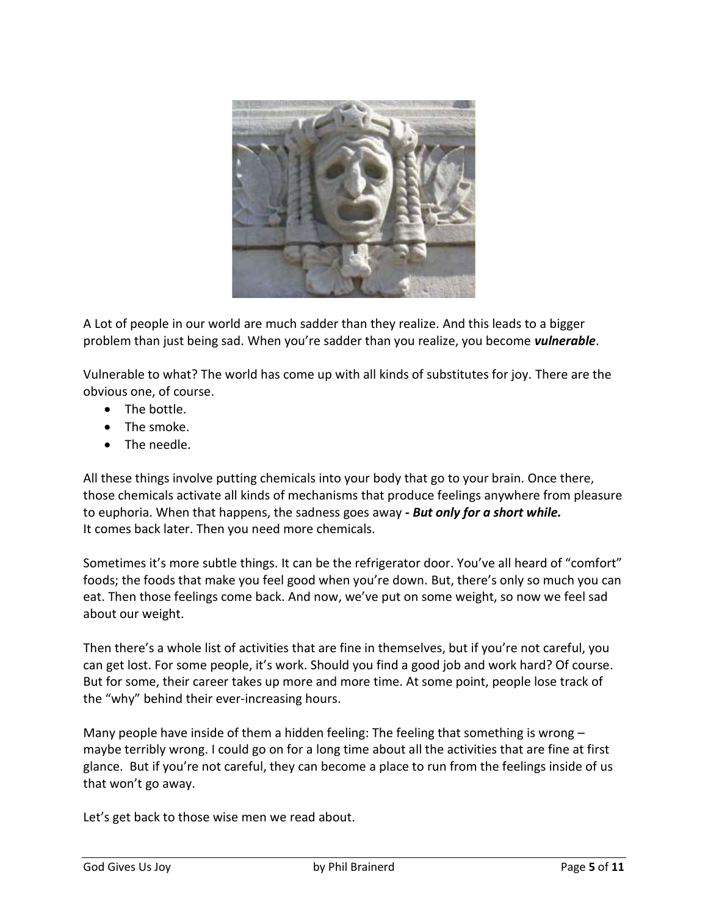A Lot of people in our world are much sadder than they realize. And this leads to a bigger problem than just being sad. When you're sadder than you realize, you become ***vulnerable***.

Vulnerable to what? The world has come up with all kinds of substitutes for joy. There are the obvious one, of course.

- The bottle.
- The smoke.
- The needle.

All these things involve putting chemicals into your body that go to your brain. Once there, those chemicals activate all kinds of mechanisms that produce feelings anywhere from pleasure to euphoria. When that happens, the sadness goes away ***- But only for a short while.***
It comes back later. Then you need more chemicals.

Sometimes it's more subtle things. It can be the refrigerator door. You've all heard of "comfort" foods; the foods that make you feel good when you're down. But, there's only so much you can eat. Then those feelings come back. And now, we've put on some weight, so now we feel sad about our weight.

Then there's a whole list of activities that are fine in themselves, but if you're not careful, you can get lost. For some people, it's work. Should you find a good job and work hard? Of course. But for some, their career takes up more and more time. At some point, people lose track of the "why" behind their ever-increasing hours.

Many people have inside of them a hidden feeling: The feeling that something is wrong – maybe terribly wrong. I could go on for a long time about all the activities that are fine at first glance. But if you're not careful, they can become a place to run from the feelings inside of us that won't go away.

Let's get back to those wise men we read about.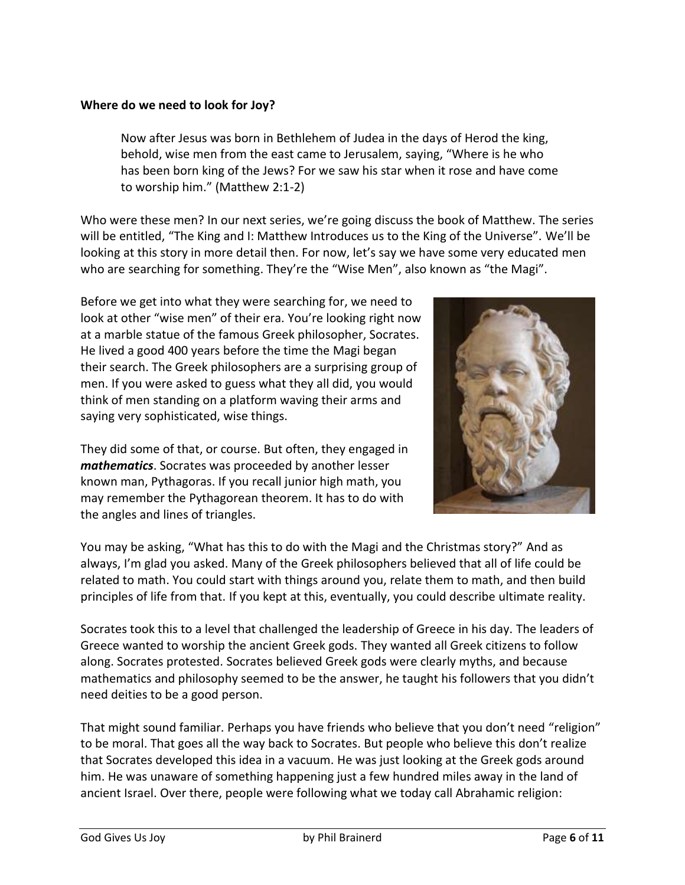**Where do we need to look for Joy?**

> Now after Jesus was born in Bethlehem of Judea in the days of Herod the king, behold, wise men from the east came to Jerusalem, saying, "Where is he who has been born king of the Jews? For we saw his star when it rose and have come to worship him." (Matthew 2:1-2)

Who were these men? In our next series, we're going discuss the book of Matthew. The series will be entitled, "The King and I: Matthew Introduces us to the King of the Universe". We'll be looking at this story in more detail then. For now, let's say we have some very educated men who are searching for something. They're the "Wise Men", also known as "the Magi".

Before we get into what they were searching for, we need to look at other "wise men" of their era. You're looking right now at a marble statue of the famous Greek philosopher, Socrates. He lived a good 400 years before the time the Magi began their search. The Greek philosophers are a surprising group of men. If you were asked to guess what they all did, you would think of men standing on a platform waving their arms and saying very sophisticated, wise things.

They did some of that, or course. But often, they engaged in ***mathematics***. Socrates was proceeded by another lesser known man, Pythagoras. If you recall junior high math, you may remember the Pythagorean theorem. It has to do with the angles and lines of triangles.

You may be asking, "What has this to do with the Magi and the Christmas story?" And as always, I'm glad you asked. Many of the Greek philosophers believed that all of life could be related to math. You could start with things around you, relate them to math, and then build principles of life from that. If you kept at this, eventually, you could describe ultimate reality.

Socrates took this to a level that challenged the leadership of Greece in his day. The leaders of Greece wanted to worship the ancient Greek gods. They wanted all Greek citizens to follow along. Socrates protested. Socrates believed Greek gods were clearly myths, and because mathematics and philosophy seemed to be the answer, he taught his followers that you didn't need deities to be a good person.

That might sound familiar. Perhaps you have friends who believe that you don't need "religion" to be moral. That goes all the way back to Socrates. But people who believe this don't realize that Socrates developed this idea in a vacuum. He was just looking at the Greek gods around him. He was unaware of something happening just a few hundred miles away in the land of ancient Israel. Over there, people were following what we today call Abrahamic religion: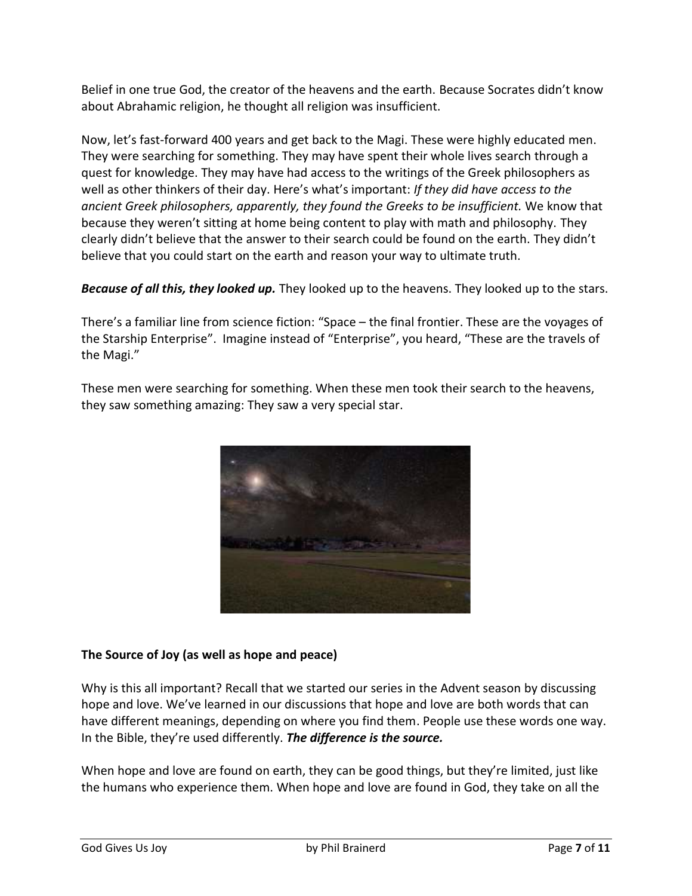Belief in one true God, the creator of the heavens and the earth. Because Socrates didn't know about Abrahamic religion, he thought all religion was insufficient.

Now, let's fast-forward 400 years and get back to the Magi. These were highly educated men. They were searching for something. They may have spent their whole lives search through a quest for knowledge. They may have had access to the writings of the Greek philosophers as well as other thinkers of their day. Here's what's important: *If they did have access to the ancient Greek philosophers, apparently, they found the Greeks to be insufficient.* We know that because they weren't sitting at home being content to play with math and philosophy. They clearly didn't believe that the answer to their search could be found on the earth. They didn't believe that you could start on the earth and reason your way to ultimate truth.

***Because of all this, they looked up.*** They looked up to the heavens. They looked up to the stars.

There's a familiar line from science fiction: "Space – the final frontier. These are the voyages of the Starship Enterprise". Imagine instead of "Enterprise", you heard, "These are the travels of the Magi."

These men were searching for something. When these men took their search to the heavens, they saw something amazing: They saw a very special star.

**The Source of Joy (as well as hope and peace)**

Why is this all important? Recall that we started our series in the Advent season by discussing hope and love. We've learned in our discussions that hope and love are both words that can have different meanings, depending on where you find them. People use these words one way. In the Bible, they're used differently. ***The difference is the source.***

When hope and love are found on earth, they can be good things, but they're limited, just like the humans who experience them. When hope and love are found in God, they take on all the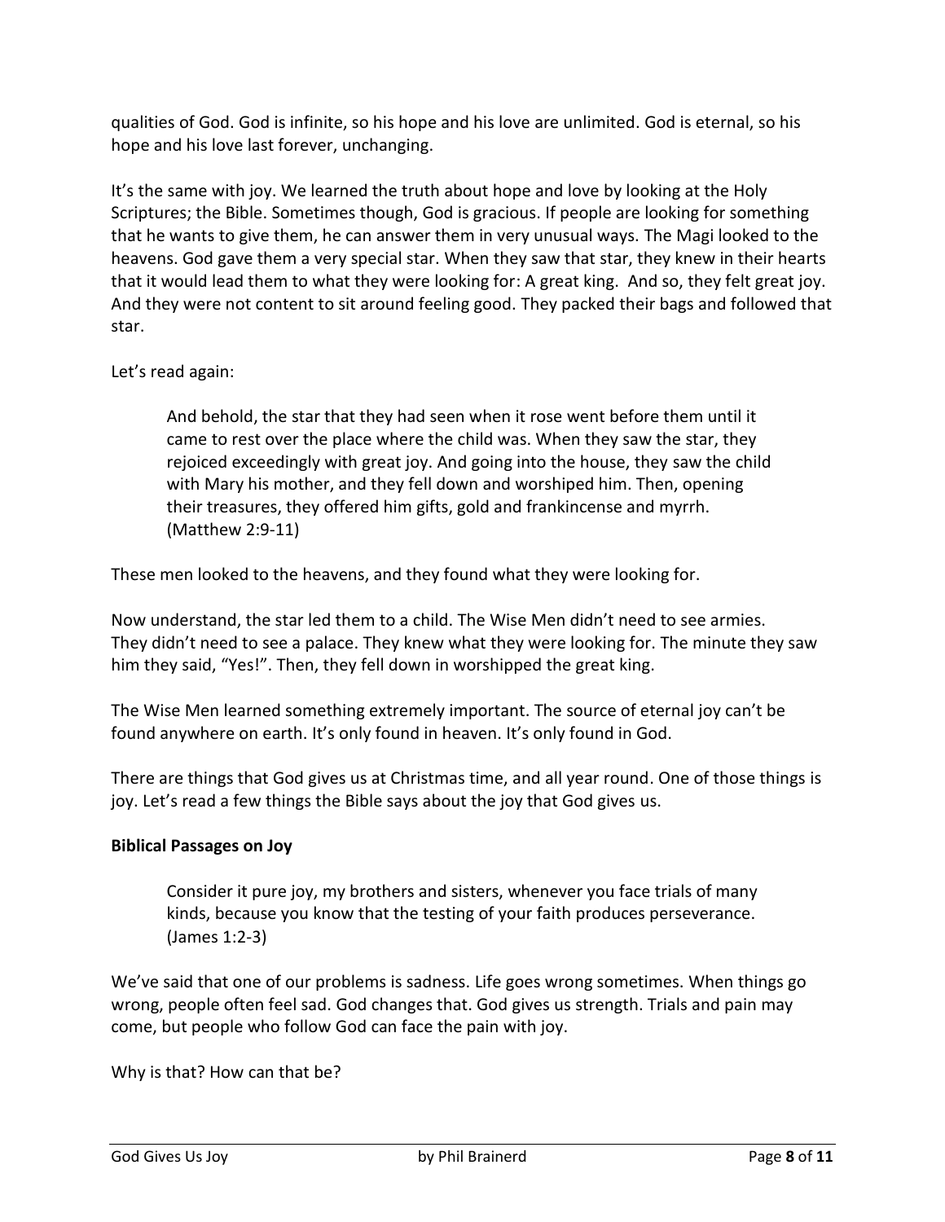qualities of God. God is infinite, so his hope and his love are unlimited. God is eternal, so his hope and his love last forever, unchanging.

It's the same with joy. We learned the truth about hope and love by looking at the Holy Scriptures; the Bible. Sometimes though, God is gracious. If people are looking for something that he wants to give them, he can answer them in very unusual ways. The Magi looked to the heavens. God gave them a very special star. When they saw that star, they knew in their hearts that it would lead them to what they were looking for: A great king. And so, they felt great joy. And they were not content to sit around feeling good. They packed their bags and followed that star.

Let's read again:

> And behold, the star that they had seen when it rose went before them until it came to rest over the place where the child was. When they saw the star, they rejoiced exceedingly with great joy. And going into the house, they saw the child with Mary his mother, and they fell down and worshiped him. Then, opening their treasures, they offered him gifts, gold and frankincense and myrrh. (Matthew 2:9-11)

These men looked to the heavens, and they found what they were looking for.

Now understand, the star led them to a child. The Wise Men didn't need to see armies. They didn't need to see a palace. They knew what they were looking for. The minute they saw him they said, "Yes!". Then, they fell down in worshipped the great king.

The Wise Men learned something extremely important. The source of eternal joy can't be found anywhere on earth. It's only found in heaven. It's only found in God.

There are things that God gives us at Christmas time, and all year round. One of those things is joy. Let's read a few things the Bible says about the joy that God gives us.

**Biblical Passages on Joy**

> Consider it pure joy, my brothers and sisters, whenever you face trials of many kinds, because you know that the testing of your faith produces perseverance. (James 1:2-3)

We've said that one of our problems is sadness. Life goes wrong sometimes. When things go wrong, people often feel sad. God changes that. God gives us strength. Trials and pain may come, but people who follow God can face the pain with joy.

Why is that? How can that be?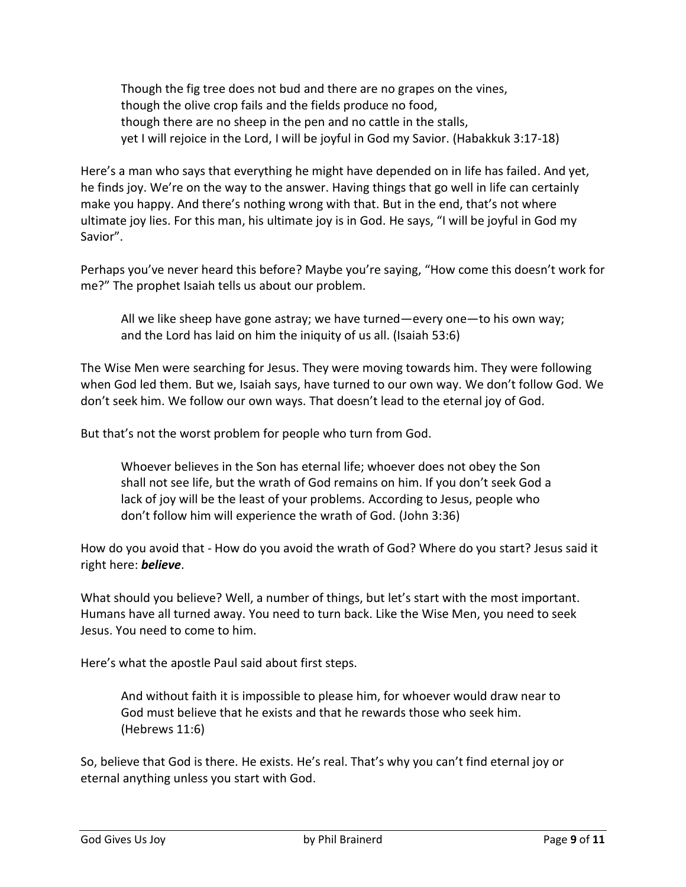> Though the fig tree does not bud and there are no grapes on the vines,
> though the olive crop fails and the fields produce no food,
> though there are no sheep in the pen and no cattle in the stalls,
> yet I will rejoice in the Lord, I will be joyful in God my Savior. (Habakkuk 3:17-18)

Here's a man who says that everything he might have depended on in life has failed. And yet, he finds joy. We're on the way to the answer. Having things that go well in life can certainly make you happy. And there's nothing wrong with that. But in the end, that's not where ultimate joy lies. For this man, his ultimate joy is in God. He says, "I will be joyful in God my Savior".

Perhaps you've never heard this before? Maybe you're saying, "How come this doesn't work for me?" The prophet Isaiah tells us about our problem.

> All we like sheep have gone astray; we have turned—every one—to his own way; and the Lord has laid on him the iniquity of us all. (Isaiah 53:6)

The Wise Men were searching for Jesus. They were moving towards him. They were following when God led them. But we, Isaiah says, have turned to our own way. We don't follow God. We don't seek him. We follow our own ways. That doesn't lead to the eternal joy of God.

But that's not the worst problem for people who turn from God.

> Whoever believes in the Son has eternal life; whoever does not obey the Son shall not see life, but the wrath of God remains on him. If you don't seek God a lack of joy will be the least of your problems. According to Jesus, people who don't follow him will experience the wrath of God. (John 3:36)

How do you avoid that - How do you avoid the wrath of God? Where do you start? Jesus said it right here: ***believe***.

What should you believe? Well, a number of things, but let's start with the most important. Humans have all turned away. You need to turn back. Like the Wise Men, you need to seek Jesus. You need to come to him.

Here's what the apostle Paul said about first steps.

> And without faith it is impossible to please him, for whoever would draw near to God must believe that he exists and that he rewards those who seek him. (Hebrews 11:6)

So, believe that God is there. He exists. He's real. That's why you can't find eternal joy or eternal anything unless you start with God.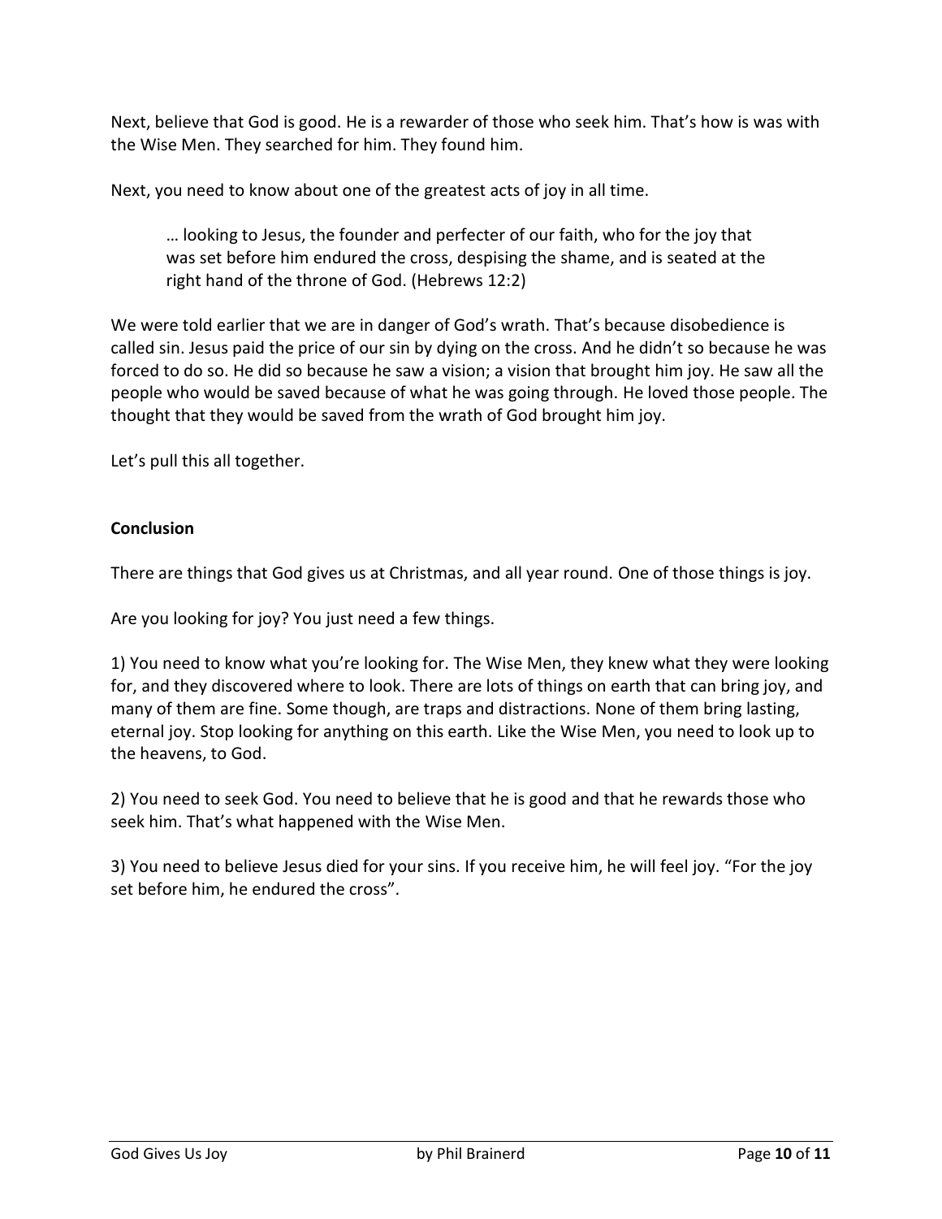Next, believe that God is good. He is a rewarder of those who seek him. That's how is was with the Wise Men. They searched for him. They found him.

Next, you need to know about one of the greatest acts of joy in all time.

> … looking to Jesus, the founder and perfecter of our faith, who for the joy that was set before him endured the cross, despising the shame, and is seated at the right hand of the throne of God. (Hebrews 12:2)

We were told earlier that we are in danger of God's wrath. That's because disobedience is called sin. Jesus paid the price of our sin by dying on the cross. And he didn't so because he was forced to do so. He did so because he saw a vision; a vision that brought him joy. He saw all the people who would be saved because of what he was going through. He loved those people. The thought that they would be saved from the wrath of God brought him joy.

Let's pull this all together.

**Conclusion**

There are things that God gives us at Christmas, and all year round. One of those things is joy.

Are you looking for joy? You just need a few things.

1) You need to know what you're looking for. The Wise Men, they knew what they were looking for, and they discovered where to look. There are lots of things on earth that can bring joy, and many of them are fine. Some though, are traps and distractions. None of them bring lasting, eternal joy. Stop looking for anything on this earth. Like the Wise Men, you need to look up to the heavens, to God.

2) You need to seek God. You need to believe that he is good and that he rewards those who seek him. That's what happened with the Wise Men.

3) You need to believe Jesus died for your sins. If you receive him, he will feel joy. "For the joy set before him, he endured the cross".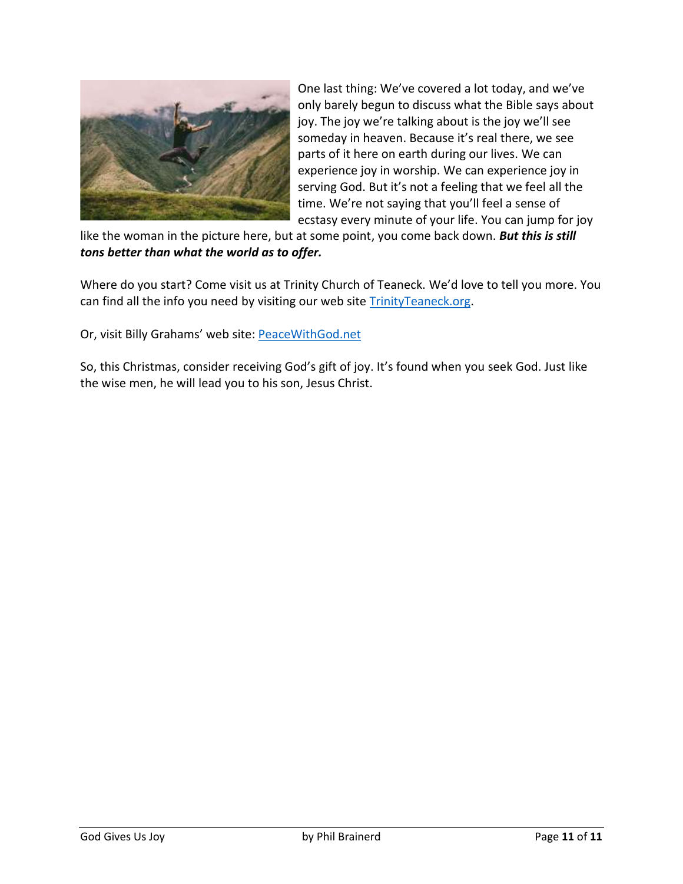One last thing: We've covered a lot today, and we've only barely begun to discuss what the Bible says about joy. The joy we're talking about is the joy we'll see someday in heaven. Because it's real there, we see parts of it here on earth during our lives. We can experience joy in worship. We can experience joy in serving God. But it's not a feeling that we feel all the time. We're not saying that you'll feel a sense of ecstasy every minute of your life. You can jump for joy like the woman in the picture here, but at some point, you come back down. ***But this is still tons better than what the world as to offer.***

Where do you start? Come visit us at Trinity Church of Teaneck. We'd love to tell you more. You can find all the info you need by visiting our web site [TrinityTeaneck.org](TrinityTeaneck.org).

Or, visit Billy Grahams' web site: [PeaceWithGod.net](PeaceWithGod.net)

So, this Christmas, consider receiving God's gift of joy. It's found when you seek God. Just like the wise men, he will lead you to his son, Jesus Christ.